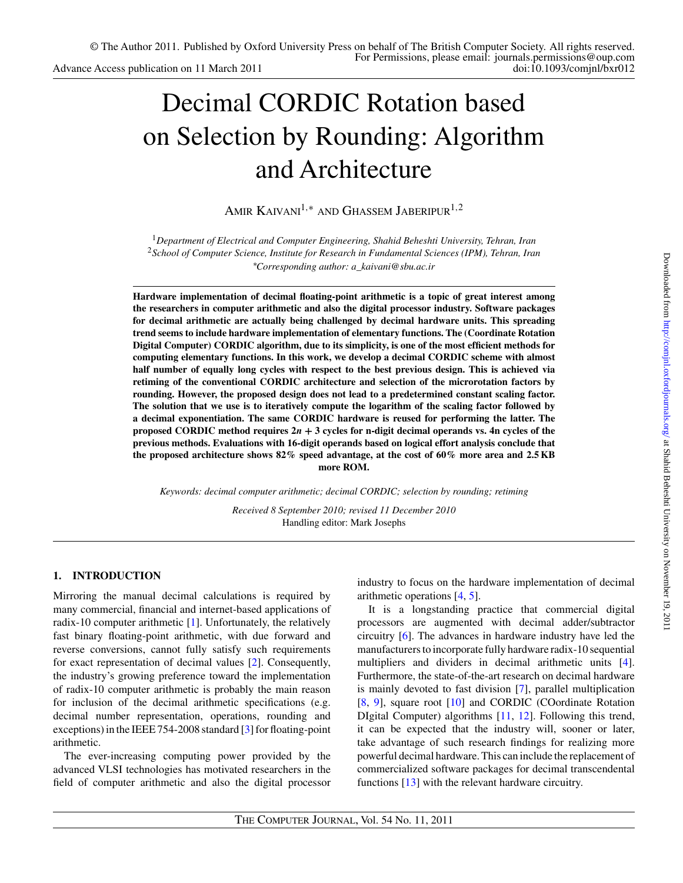# Decimal CORDIC Rotation based on Selection by Rounding: Algorithm and Architecture

Amir Kaivani[1,*] and Ghassem Jaberipur[1,2]

[1]*Department of Electrical and Computer Engineering, Shahid Beheshti University, Tehran, Iran*
[2]*School of Computer Science, Institute for Research in Fundamental Sciences (IPM), Tehran, Iran*
*\*Corresponding author: a_kaivani@sbu.ac.ir*

**Hardware implementation of decimal floating-point arithmetic is a topic of great interest among the researchers in computer arithmetic and also the digital processor industry. Software packages for decimal arithmetic are actually being challenged by decimal hardware units. This spreading trend seems to include hardware implementation of elementary functions. The (Coordinate Rotation Digital Computer) CORDIC algorithm, due to its simplicity, is one of the most efficient methods for computing elementary functions. In this work, we develop a decimal CORDIC scheme with almost half number of equally long cycles with respect to the best previous design. This is achieved via retiming of the conventional CORDIC architecture and selection of the microrotation factors by rounding. However, the proposed design does not lead to a predetermined constant scaling factor. The solution that we use is to iteratively compute the logarithm of the scaling factor followed by a decimal exponentiation. The same CORDIC hardware is reused for performing the latter. The proposed CORDIC method requires $2n + 3$ cycles for n-digit decimal operands vs. 4n cycles of the previous methods. Evaluations with 16-digit operands based on logical effort analysis conclude that the proposed architecture shows 82% speed advantage, at the cost of 60% more area and 2.5 KB more ROM.**

*Keywords: decimal computer arithmetic; decimal CORDIC; selection by rounding; retiming*

*Received 8 September 2010; revised 11 December 2010*
Handling editor: Mark Josephs

## 1. INTRODUCTION

Mirroring the manual decimal calculations is required by many commercial, financial and internet-based applications of radix-10 computer arithmetic [1]. Unfortunately, the relatively fast binary floating-point arithmetic, with due forward and reverse conversions, cannot fully satisfy such requirements for exact representation of decimal values [2]. Consequently, the industry's growing preference toward the implementation of radix-10 computer arithmetic is probably the main reason for inclusion of the decimal arithmetic specifications (e.g. decimal number representation, operations, rounding and exceptions) in the IEEE 754-2008 standard [3] for floating-point arithmetic.

The ever-increasing computing power provided by the advanced VLSI technologies has motivated researchers in the field of computer arithmetic and also the digital processor industry to focus on the hardware implementation of decimal arithmetic operations [4, 5].

It is a longstanding practice that commercial digital processors are augmented with decimal adder/subtractor circuitry [6]. The advances in hardware industry have led the manufacturers to incorporate fully hardware radix-10 sequential multipliers and dividers in decimal arithmetic units [4]. Furthermore, the state-of-the-art research on decimal hardware is mainly devoted to fast division [7], parallel multiplication [8, 9], square root [10] and CORDIC (COordinate Rotation DIgital Computer) algorithms [11, 12]. Following this trend, it can be expected that the industry will, sooner or later, take advantage of such research findings for realizing more powerful decimal hardware. This can include the replacement of commercialized software packages for decimal transcendental functions [13] with the relevant hardware circuitry.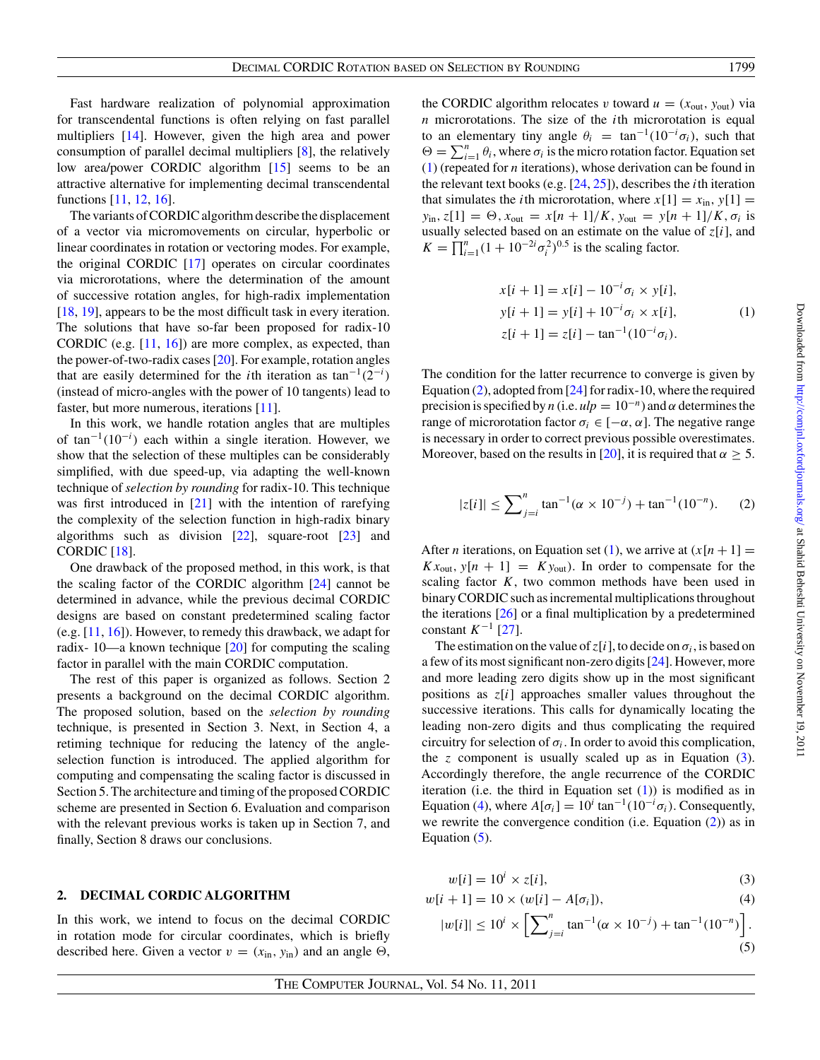Fast hardware realization of polynomial approximation for transcendental functions is often relying on fast parallel multipliers [14]. However, given the high area and power consumption of parallel decimal multipliers [8], the relatively low area/power CORDIC algorithm [15] seems to be an attractive alternative for implementing decimal transcendental functions [11, 12, 16].

The variants of CORDIC algorithm describe the displacement of a vector via micromovements on circular, hyperbolic or linear coordinates in rotation or vectoring modes. For example, the original CORDIC [17] operates on circular coordinates via microrotations, where the determination of the amount of successive rotation angles, for high-radix implementation [18, 19], appears to be the most difficult task in every iteration. The solutions that have so-far been proposed for radix-10 CORDIC (e.g. [11, 16]) are more complex, as expected, than the power-of-two-radix cases [20]. For example, rotation angles that are easily determined for the $i$th iteration as $\tan^{-1}(2^{-i})$ (instead of micro-angles with the power of 10 tangents) lead to faster, but more numerous, iterations [11].

In this work, we handle rotation angles that are multiples of $\tan^{-1}(10^{-i})$ each within a single iteration. However, we show that the selection of these multiples can be considerably simplified, with due speed-up, via adapting the well-known technique of *selection by rounding* for radix-10. This technique was first introduced in [21] with the intention of rarefying the complexity of the selection function in high-radix binary algorithms such as division [22], square-root [23] and CORDIC [18].

One drawback of the proposed method, in this work, is that the scaling factor of the CORDIC algorithm [24] cannot be determined in advance, while the previous decimal CORDIC designs are based on constant predetermined scaling factor (e.g. [11, 16]). However, to remedy this drawback, we adapt for radix- 10—a known technique [20] for computing the scaling factor in parallel with the main CORDIC computation.

The rest of this paper is organized as follows. Section 2 presents a background on the decimal CORDIC algorithm. The proposed solution, based on the *selection by rounding* technique, is presented in Section 3. Next, in Section 4, a retiming technique for reducing the latency of the angle-selection function is introduced. The applied algorithm for computing and compensating the scaling factor is discussed in Section 5. The architecture and timing of the proposed CORDIC scheme are presented in Section 6. Evaluation and comparison with the relevant previous works is taken up in Section 7, and finally, Section 8 draws our conclusions.

## 2. DECIMAL CORDIC ALGORITHM

In this work, we intend to focus on the decimal CORDIC in rotation mode for circular coordinates, which is briefly described here. Given a vector $v = (x_{\text{in}}, y_{\text{in}})$ and an angle $\Theta$, the CORDIC algorithm relocates $v$ toward $u = (x_{\text{out}}, y_{\text{out}})$ via $n$ microrotations. The size of the $i$th microrotation is equal to an elementary tiny angle $\theta_i = \tan^{-1}(10^{-i}\sigma_i)$, such that $\Theta = \sum_{i=1}^{n} \theta_i$, where $\sigma_i$ is the micro rotation factor. Equation set (1) (repeated for $n$ iterations), whose derivation can be found in the relevant text books (e.g. [24, 25]), describes the $i$th iteration that simulates the $i$th microrotation, where $x[1] = x_{\text{in}}$, $y[1] = y_{\text{in}}$, $z[1] = \Theta$, $x_{\text{out}} = x[n+1]/K$, $y_{\text{out}} = y[n+1]/K$, $\sigma_i$ is usually selected based on an estimate on the value of $z[i]$, and $K = \prod_{i=1}^{n}(1 + 10^{-2i}\sigma_i^2)^{0.5}$ is the scaling factor.

$$
\begin{aligned}
x[i+1] &= x[i] - 10^{-i}\sigma_i \times y[i],\\
y[i+1] &= y[i] + 10^{-i}\sigma_i \times x[i],\\
z[i+1] &= z[i] - \tan^{-1}(10^{-i}\sigma_i).
\end{aligned}
\tag{1}
$$

The condition for the latter recurrence to converge is given by Equation (2), adopted from [24] for radix-10, where the required precision is specified by $n$ (i.e. $ulp = 10^{-n}$) and $\alpha$ determines the range of microrotation factor $\sigma_i \in [-\alpha, \alpha]$. The negative range is necessary in order to correct previous possible overestimates. Moreover, based on the results in [20], it is required that $\alpha \geq 5$.

$$
|z[i]| \leq \sum_{j=i}^{n} \tan^{-1}(\alpha \times 10^{-j}) + \tan^{-1}(10^{-n}). \tag{2}
$$

After $n$ iterations, on Equation set (1), we arrive at $(x[n+1] = Kx_{\text{out}}, y[n+1] = Ky_{\text{out}})$. In order to compensate for the scaling factor $K$, two common methods have been used in binary CORDIC such as incremental multiplications throughout the iterations [26] or a final multiplication by a predetermined constant $K^{-1}$ [27].

The estimation on the value of $z[i]$, to decide on $\sigma_i$, is based on a few of its most significant non-zero digits [24]. However, more and more leading zero digits show up in the most significant positions as $z[i]$ approaches smaller values throughout the successive iterations. This calls for dynamically locating the leading non-zero digits and thus complicating the required circuitry for selection of $\sigma_i$. In order to avoid this complication, the $z$ component is usually scaled up as in Equation (3). Accordingly therefore, the angle recurrence of the CORDIC iteration (i.e. the third in Equation set (1)) is modified as in Equation (4), where $A[\sigma_i] = 10^i \tan^{-1}(10^{-i}\sigma_i)$. Consequently, we rewrite the convergence condition (i.e. Equation (2)) as in Equation (5).

$$
w[i] = 10^i \times z[i], \tag{3}
$$

$$
w[i+1] = 10 \times (w[i] - A[\sigma_i]), \tag{4}
$$

$$
|w[i]| \leq 10^i \times \left[\sum_{j=i}^{n} \tan^{-1}(\alpha \times 10^{-j}) + \tan^{-1}(10^{-n})\right]. \tag{5}
$$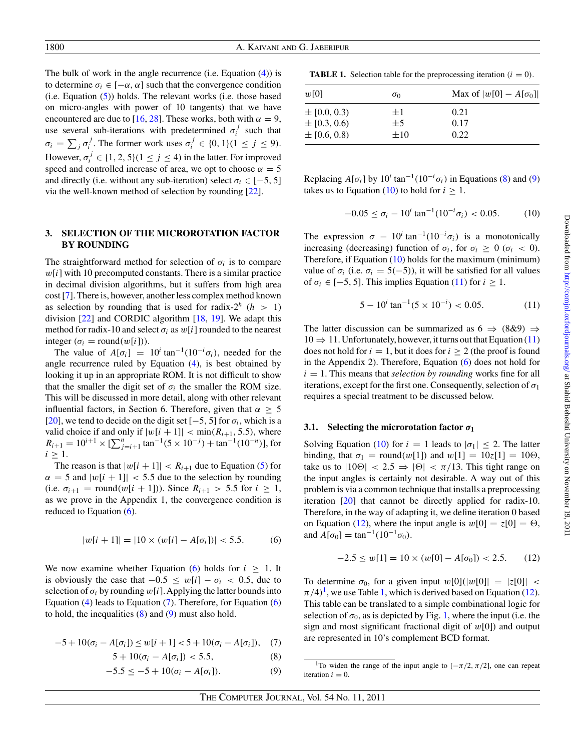The bulk of work in the angle recurrence (i.e. Equation (4)) is to determine $\sigma_i \in [-\alpha, \alpha]$ such that the convergence condition (i.e. Equation (5)) holds. The relevant works (i.e. those based on micro-angles with power of 10 tangents) that we have encountered are due to [16, 28]. These works, both with $\alpha = 9$, use several sub-iterations with predetermined $\sigma_i^j$ such that $\sigma_i = \sum_j \sigma_i^j$. The former work uses $\sigma_i^j \in \{0, 1\}(1 \leq j \leq 9)$. However, $\sigma_i^j \in \{1, 2, 5\}(1 \leq j \leq 4)$ in the latter. For improved speed and controlled increase of area, we opt to choose $\alpha = 5$ and directly (i.e. without any sub-iteration) select $\sigma_i \in [-5, 5]$ via the well-known method of selection by rounding [22].

## 3. SELECTION OF THE MICROROTATION FACTOR BY ROUNDING

The straightforward method for selection of $\sigma_i$ is to compare $w[i]$ with 10 precomputed constants. There is a similar practice in decimal division algorithms, but it suffers from high area cost [7]. There is, however, another less complex method known as selection by rounding that is used for radix-$2^h$ ($h > 1$) division [22] and CORDIC algorithm [18, 19]. We adapt this method for radix-10 and select $\sigma_i$ as $w[i]$ rounded to the nearest integer ($\sigma_i = \text{round}(w[i])$).

The value of $A[\sigma_i] = 10^i \tan^{-1}(10^{-i}\sigma_i)$, needed for the angle recurrence ruled by Equation (4), is best obtained by looking it up in an appropriate ROM. It is not difficult to show that the smaller the digit set of $\sigma_i$ the smaller the ROM size. This will be discussed in more detail, along with other relevant influential factors, in Section 6. Therefore, given that $\alpha \geq 5$ [20], we tend to decide on the digit set $[-5, 5]$ for $\sigma_i$, which is a valid choice if and only if $|w[i+1]| < \min(R_{i+1}, 5.5)$, where $R_{i+1} = 10^{i+1} \times [\sum_{j=i+1}^{n} \tan^{-1}(5 \times 10^{-j}) + \tan^{-1}(10^{-n})]$, for $i \geq 1$.

The reason is that $|w[i+1]| < R_{i+1}$ due to Equation (5) for $\alpha = 5$ and $|w[i+1]| < 5.5$ due to the selection by rounding (i.e. $\sigma_{i+1} = \text{round}(w[i+1])$). Since $R_{i+1} > 5.5$ for $i \geq 1$, as we prove in the Appendix 1, the convergence condition is reduced to Equation (6).

$$|w[i+1]| = |10 \times (w[i] - A[\sigma_i])| < 5.5. \tag{6}$$

We now examine whether Equation (6) holds for $i \geq 1$. It is obviously the case that $-0.5 \leq w[i] - \sigma_i < 0.5$, due to selection of $\sigma_i$ by rounding $w[i]$. Applying the latter bounds into Equation (4) leads to Equation (7). Therefore, for Equation (6) to hold, the inequalities (8) and (9) must also hold.

$$-5 + 10(\sigma_i - A[\sigma_i]) \leq w[i+1] < 5 + 10(\sigma_i - A[\sigma_i]), \tag{7}$$

$$5 + 10(\sigma_i - A[\sigma_i]) < 5.5, \tag{8}$$

$$-5.5 \leq -5 + 10(\sigma_i - A[\sigma_i]). \tag{9}$$

**TABLE 1.** Selection table for the preprocessing iteration ($i = 0$).

| $w[0]$ | $\sigma_0$ | Max of $\lvert w[0] - A[\sigma_0]\rvert$ |
|---|---|---|
| $\pm$ [0.0, 0.3) | $\pm 1$ | 0.21 |
| $\pm$ [0.3, 0.6) | $\pm 5$ | 0.17 |
| $\pm$ [0.6, 0.8) | $\pm 10$ | 0.22 |

Replacing $A[\sigma_i]$ by $10^i \tan^{-1}(10^{-i}\sigma_i)$ in Equations (8) and (9) takes us to Equation (10) to hold for $i \geq 1$.

$$-0.05 \leq \sigma_i - 10^i \tan^{-1}(10^{-i}\sigma_i) < 0.05. \tag{10}$$

The expression $\sigma - 10^i \tan^{-1}(10^{-i}\sigma_i)$ is a monotonically increasing (decreasing) function of $\sigma_i$, for $\sigma_i \geq 0$ ($\sigma_i < 0$). Therefore, if Equation (10) holds for the maximum (minimum) value of $\sigma_i$ (i.e. $\sigma_i = 5(-5)$), it will be satisfied for all values of $\sigma_i \in [-5, 5]$. This implies Equation (11) for $i \geq 1$.

$$5 - 10^i \tan^{-1}(5 \times 10^{-i}) < 0.05. \tag{11}$$

The latter discussion can be summarized as $6 \Rightarrow (8\&9) \Rightarrow 10 \Rightarrow 11$. Unfortunately, however, it turns out that Equation (11) does not hold for $i = 1$, but it does for $i \geq 2$ (the proof is found in the Appendix 2). Therefore, Equation (6) does not hold for $i = 1$. This means that *selection by rounding* works fine for all iterations, except for the first one. Consequently, selection of $\sigma_1$ requires a special treatment to be discussed below.

### 3.1. Selecting the microrotation factor $\sigma_1$

Solving Equation (10) for $i = 1$ leads to $|\sigma_1| \leq 2$. The latter binding, that $\sigma_1 = \text{round}(w[1])$ and $w[1] = 10z[1] = 10\Theta$, take us to $|10\Theta| < 2.5 \Rightarrow |\Theta| < \pi/13$. This tight range on the input angles is certainly not desirable. A way out of this problem is via a common technique that installs a preprocessing iteration [20] that cannot be directly applied for radix-10. Therefore, in the way of adapting it, we define iteration 0 based on Equation (12), where the input angle is $w[0] = z[0] = \Theta$, and $A[\sigma_0] = \tan^{-1}(10^{-1}\sigma_0)$.

$$-2.5 \leq w[1] = 10 \times (w[0] - A[\sigma_0]) < 2.5. \tag{12}$$

To determine $\sigma_0$, for a given input $w[0]$($|w[0]| = |z[0]| < \pi/4$)[1], we use Table 1, which is derived based on Equation (12). This table can be translated to a simple combinational logic for selection of $\sigma_0$, as is depicted by Fig. 1, where the input (i.e. the sign and most significant fractional digit of $w[0]$) and output are represented in 10's complement BCD format.

[1] To widen the range of the input angle to $[-\pi/2, \pi/2]$, one can repeat iteration $i = 0$.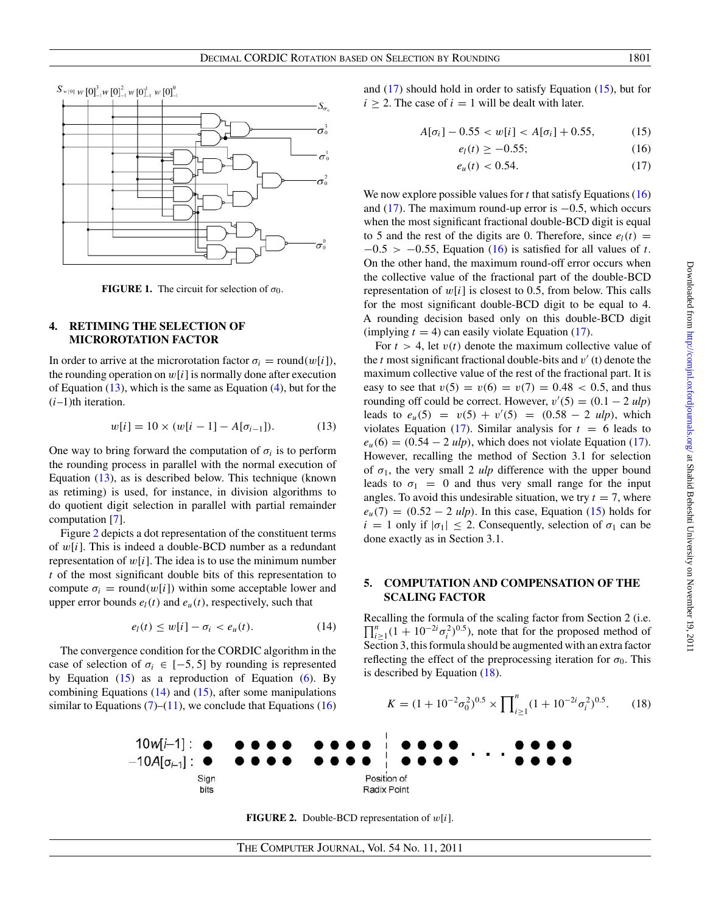FIGURE 1. The circuit for selection of $\sigma_0$.

## 4. RETIMING THE SELECTION OF MICROROTATION FACTOR

In order to arrive at the microrotation factor $\sigma_i = \text{round}(w[i])$, the rounding operation on $w[i]$ is normally done after execution of Equation (13), which is the same as Equation (4), but for the $(i-1)$th iteration.

$$w[i] = 10 \times (w[i-1] - A[\sigma_{i-1}]). \tag{13}$$

One way to bring forward the computation of $\sigma_i$ is to perform the rounding process in parallel with the normal execution of Equation (13), as is described below. This technique (known as retiming) is used, for instance, in division algorithms to do quotient digit selection in parallel with partial remainder computation [7].

Figure 2 depicts a dot representation of the constituent terms of $w[i]$. This is indeed a double-BCD number as a redundant representation of $w[i]$. The idea is to use the minimum number $t$ of the most significant double bits of this representation to compute $\sigma_i = \text{round}(w[i])$ within some acceptable lower and upper error bounds $e_l(t)$ and $e_u(t)$, respectively, such that

$$e_l(t) \leq w[i] - \sigma_i < e_u(t). \tag{14}$$

The convergence condition for the CORDIC algorithm in the case of selection of $\sigma_i \in [-5, 5]$ by rounding is represented by Equation (15) as a reproduction of Equation (6). By combining Equations (14) and (15), after some manipulations similar to Equations (7)–(11), we conclude that Equations (16) and (17) should hold in order to satisfy Equation (15), but for $i \geq 2$. The case of $i = 1$ will be dealt with later.

$$A[\sigma_i] - 0.55 < w[i] < A[\sigma_i] + 0.55, \tag{15}$$

$$e_l(t) \geq -0.55; \tag{16}$$

$$e_u(t) < 0.54. \tag{17}$$

We now explore possible values for $t$ that satisfy Equations (16) and (17). The maximum round-up error is $-0.5$, which occurs when the most significant fractional double-BCD digit is equal to 5 and the rest of the digits are 0. Therefore, since $e_l(t) = -0.5 > -0.55$, Equation (16) is satisfied for all values of $t$. On the other hand, the maximum round-off error occurs when the collective value of the fractional part of the double-BCD representation of $w[i]$ is closest to 0.5, from below. This calls for the most significant double-BCD digit to be equal to 4. A rounding decision based only on this double-BCD digit (implying $t = 4$) can easily violate Equation (17).

For $t > 4$, let $v(t)$ denote the maximum collective value of the $t$ most significant fractional double-bits and $v'(t)$ denote the maximum collective value of the rest of the fractional part. It is easy to see that $v(5) = v(6) = v(7) = 0.48 < 0.5$, and thus rounding off could be correct. However, $v'(5) = (0.1 - 2\ ulp)$ leads to $e_u(5) = v(5) + v'(5) = (0.58 - 2\ ulp)$, which violates Equation (17). Similar analysis for $t = 6$ leads to $e_u(6) = (0.54 - 2\ ulp)$, which does not violate Equation (17). However, recalling the method of Section 3.1 for selection of $\sigma_1$, the very small 2 *ulp* difference with the upper bound leads to $\sigma_1 = 0$ and thus very small range for the input angles. To avoid this undesirable situation, we try $t = 7$, where $e_u(7) = (0.52 - 2\ ulp)$. In this case, Equation (15) holds for $i = 1$ only if $|\sigma_1| \leq 2$. Consequently, selection of $\sigma_1$ can be done exactly as in Section 3.1.

## 5. COMPUTATION AND COMPENSATION OF THE SCALING FACTOR

Recalling the formula of the scaling factor from Section 2 (i.e. $\prod_{i\geq 1}^{n}(1 + 10^{-2i}\sigma_i^2)^{0.5}$), note that for the proposed method of Section 3, this formula should be augmented with an extra factor reflecting the effect of the preprocessing iteration for $\sigma_0$. This is described by Equation (18).

$$K = (1 + 10^{-2}\sigma_0^2)^{0.5} \times \prod_{i\geq 1}^{n}(1 + 10^{-2i}\sigma_i^2)^{0.5}. \tag{18}$$

FIGURE 2. Double-BCD representation of $w[i]$.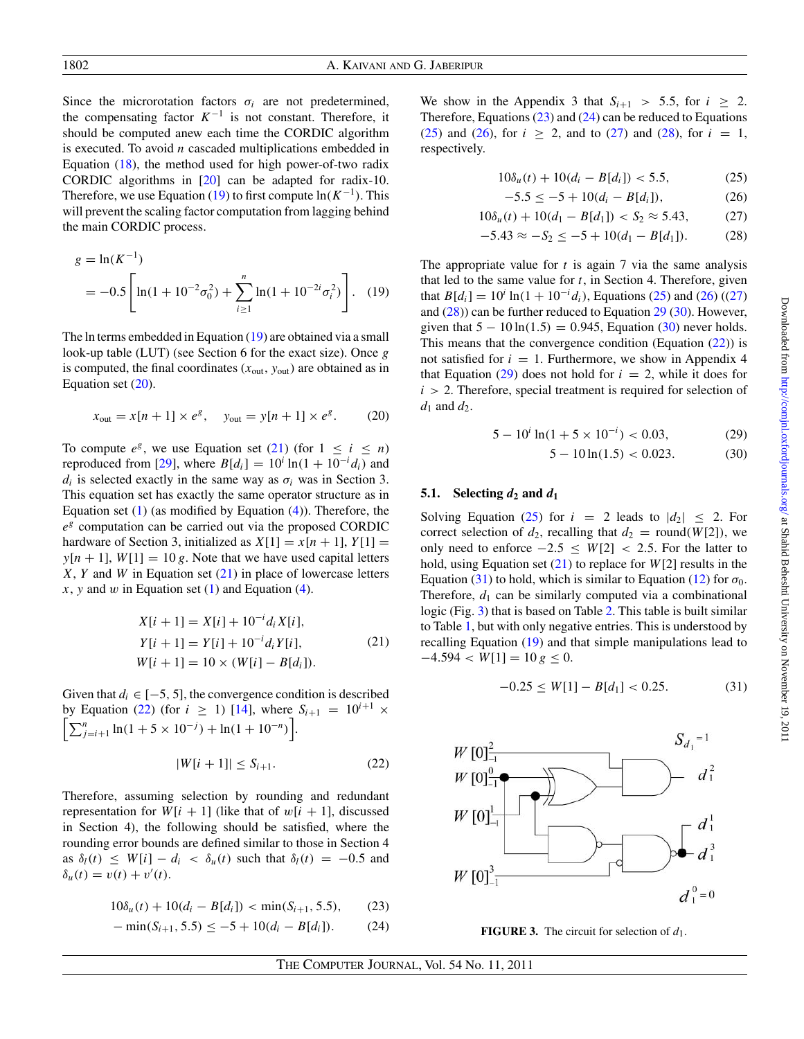Since the microrotation factors $\sigma_i$ are not predetermined, the compensating factor $K^{-1}$ is not constant. Therefore, it should be computed anew each time the CORDIC algorithm is executed. To avoid $n$ cascaded multiplications embedded in Equation (18), the method used for high power-of-two radix CORDIC algorithms in [20] can be adapted for radix-10. Therefore, we use Equation (19) to first compute $\ln(K^{-1})$. This will prevent the scaling factor computation from lagging behind the main CORDIC process.

$$g = \ln(K^{-1}) = -0.5\left[\ln(1+10^{-2}\sigma_0^2) + \sum_{i\geq 1}^{n}\ln(1+10^{-2i}\sigma_i^2)\right]. \quad (19)$$

The ln terms embedded in Equation (19) are obtained via a small look-up table (LUT) (see Section 6 for the exact size). Once $g$ is computed, the final coordinates $(x_{\text{out}}, y_{\text{out}})$ are obtained as in Equation set (20).

$$x_{\text{out}} = x[n+1]\times e^{g}, \quad y_{\text{out}} = y[n+1]\times e^{g}. \quad (20)$$

To compute $e^g$, we use Equation set (21) (for $1 \leq i \leq n$) reproduced from [29], where $B[d_i] = 10^i \ln(1+10^{-i}d_i)$ and $d_i$ is selected exactly in the same way as $\sigma_i$ was in Section 3. This equation set has exactly the same operator structure as in Equation set (1) (as modified by Equation (4)). Therefore, the $e^g$ computation can be carried out via the proposed CORDIC hardware of Section 3, initialized as $X[1] = x[n+1]$, $Y[1] = y[n+1]$, $W[1] = 10\,g$. Note that we have used capital letters $X$, $Y$ and $W$ in Equation set (21) in place of lowercase letters $x$, $y$ and $w$ in Equation set (1) and Equation (4).

$$\begin{aligned} X[i+1] &= X[i] + 10^{-i}d_i X[i],\\ Y[i+1] &= Y[i] + 10^{-i}d_i Y[i],\\ W[i+1] &= 10\times(W[i] - B[d_i]). \end{aligned} \quad (21)$$

Given that $d_i \in [-5, 5]$, the convergence condition is described by Equation (22) (for $i \geq 1$) [14], where $S_{i+1} = 10^{i+1}\times\left[\sum_{j=i+1}^{n}\ln(1+5\times 10^{-j}) + \ln(1+10^{-n})\right]$.

$$|W[i+1]| \leq S_{i+1}. \quad (22)$$

Therefore, assuming selection by rounding and redundant representation for $W[i+1]$ (like that of $w[i+1]$, discussed in Section 4), the following should be satisfied, where the rounding error bounds are defined similar to those in Section 4 as $\delta_l(t) \leq W[i] - d_i < \delta_u(t)$ such that $\delta_l(t) = -0.5$ and $\delta_u(t) = v(t) + v'(t)$.

$$10\delta_u(t) + 10(d_i - B[d_i]) < \min(S_{i+1}, 5.5), \quad (23)$$

$$-\min(S_{i+1}, 5.5) \leq -5 + 10(d_i - B[d_i]). \quad (24)$$

We show in the Appendix 3 that $S_{i+1} > 5.5$, for $i \geq 2$. Therefore, Equations (23) and (24) can be reduced to Equations (25) and (26), for $i \geq 2$, and to (27) and (28), for $i = 1$, respectively.

$$10\delta_u(t) + 10(d_i - B[d_i]) < 5.5, \quad (25)$$

$$-5.5 \leq -5 + 10(d_i - B[d_i]), \quad (26)$$

$$10\delta_u(t) + 10(d_1 - B[d_1]) < S_2 \approx 5.43, \quad (27)$$

$$-5.43 \approx -S_2 \leq -5 + 10(d_1 - B[d_1]). \quad (28)$$

The appropriate value for $t$ is again 7 via the same analysis that led to the same value for $t$, in Section 4. Therefore, given that $B[d_i] = 10^i\ln(1+10^{-i}d_i)$, Equations (25) and (26) ((27) and (28)) can be further reduced to Equation 29 (30). However, given that $5 - 10\ln(1.5) = 0.945$, Equation (30) never holds. This means that the convergence condition (Equation (22)) is not satisfied for $i = 1$. Furthermore, we show in Appendix 4 that Equation (29) does not hold for $i = 2$, while it does for $i > 2$. Therefore, special treatment is required for selection of $d_1$ and $d_2$.

$$5 - 10^i\ln(1+5\times 10^{-i}) < 0.03, \quad (29)$$

$$5 - 10\ln(1.5) < 0.023. \quad (30)$$

### 5.1. Selecting $d_2$ and $d_1$

Solving Equation (25) for $i = 2$ leads to $|d_2| \leq 2$. For correct selection of $d_2$, recalling that $d_2 = \text{round}(W[2])$, we only need to enforce $-2.5 \leq W[2] < 2.5$. For the latter to hold, using Equation set (21) to replace for $W[2]$ results in the Equation (31) to hold, which is similar to Equation (12) for $\sigma_0$. Therefore, $d_1$ can be similarly computed via a combinational logic (Fig. 3) that is based on Table 2. This table is built similar to Table 1, but with only negative entries. This is understood by recalling Equation (19) and that simple manipulations lead to $-4.594 < W[1] = 10\,g \leq 0$.

$$-0.25 \leq W[1] - B[d_1] < 0.25. \quad (31)$$

**FIGURE 3.** The circuit for selection of $d_1$.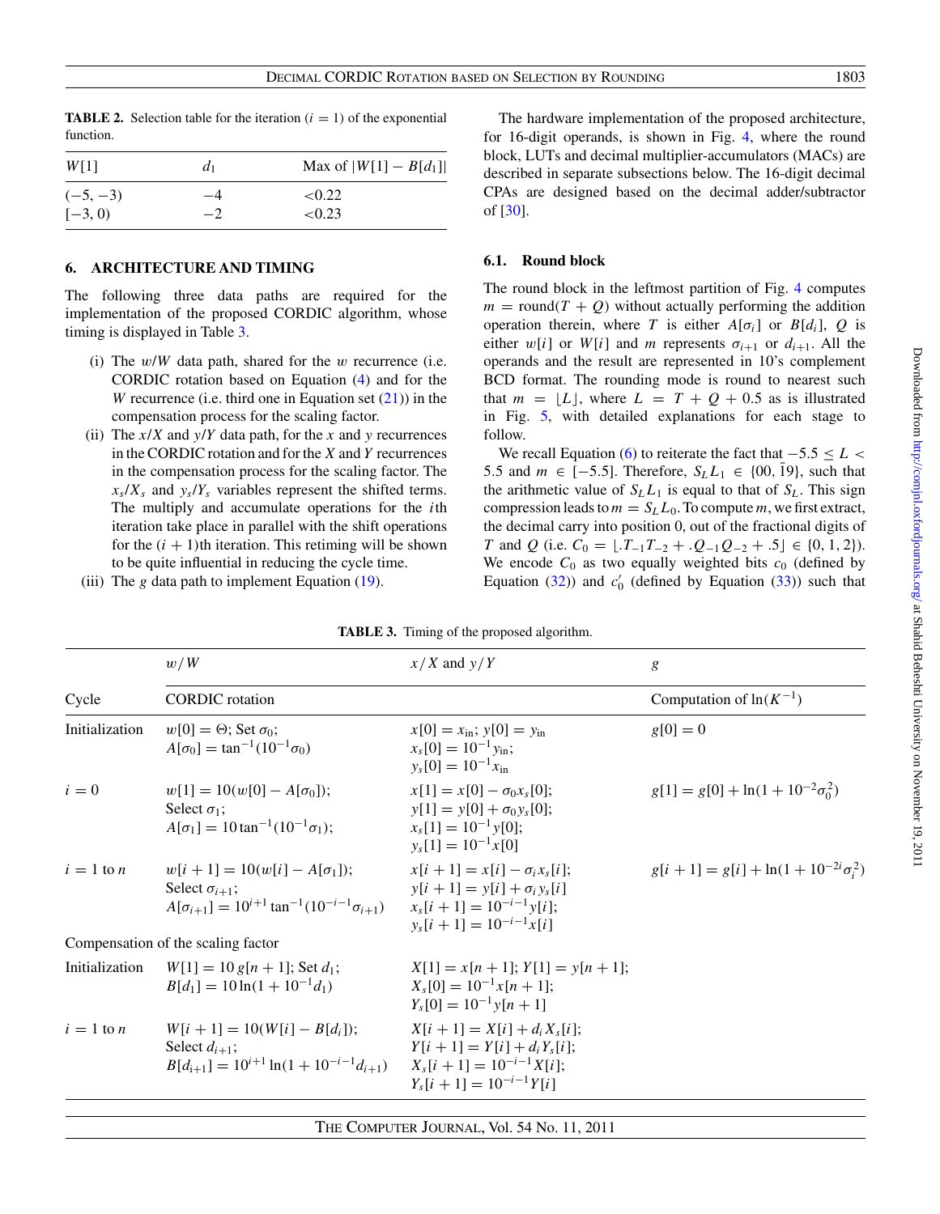**TABLE 2.** Selection table for the iteration ($i = 1$) of the exponential function.

| $W[1]$ | $d_1$ | Max of $\lvert W[1] - B[d_1]\rvert$ |
|---|---|---|
| $(-5, -3)$ | $-4$ | $<0.22$ |
| $[-3, 0)$ | $-2$ | $<0.23$ |

## 6. ARCHITECTURE AND TIMING

The following three data paths are required for the implementation of the proposed CORDIC algorithm, whose timing is displayed in Table 3.

- (i) The $w/W$ data path, shared for the $w$ recurrence (i.e. CORDIC rotation based on Equation (4) and for the $W$ recurrence (i.e. third one in Equation set (21)) in the compensation process for the scaling factor.
- (ii) The $x/X$ and $y/Y$ data path, for the $x$ and $y$ recurrences in the CORDIC rotation and for the $X$ and $Y$ recurrences in the compensation process for the scaling factor. The $x_s/X_s$ and $y_s/Y_s$ variables represent the shifted terms. The multiply and accumulate operations for the $i$th iteration take place in parallel with the shift operations for the $(i+1)$th iteration. This retiming will be shown to be quite influential in reducing the cycle time.
- (iii) The $g$ data path to implement Equation (19).

The hardware implementation of the proposed architecture, for 16-digit operands, is shown in Fig. 4, where the round block, LUTs and decimal multiplier-accumulators (MACs) are described in separate subsections below. The 16-digit decimal CPAs are designed based on the decimal adder/subtractor of [30].

### 6.1. Round block

The round block in the leftmost partition of Fig. 4 computes $m = \mathrm{round}(T + Q)$ without actually performing the addition operation therein, where $T$ is either $A[\sigma_i]$ or $B[d_i]$, $Q$ is either $w[i]$ or $W[i]$ and $m$ represents $\sigma_{i+1}$ or $d_{i+1}$. All the operands and the result are represented in 10's complement BCD format. The rounding mode is round to nearest such that $m = \lfloor L \rfloor$, where $L = T + Q + 0.5$ as is illustrated in Fig. 5, with detailed explanations for each stage to follow.

We recall Equation (6) to reiterate the fact that $-5.5 \le L < 5.5$ and $m \in [-5.5]$. Therefore, $S_L L_1 \in \{00, \bar{1}9\}$, such that the arithmetic value of $S_L L_1$ is equal to that of $S_L$. This sign compression leads to $m = S_L L_0$. To compute $m$, we first extract, the decimal carry into position 0, out of the fractional digits of $T$ and $Q$ (i.e. $C_0 = \lfloor .T_{-1}T_{-2} + .Q_{-1}Q_{-2} + .5 \rfloor \in \{0, 1, 2\}$). We encode $C_0$ as two equally weighted bits $c_0$ (defined by Equation (32)) and $c_0'$ (defined by Equation (33)) such that

**TABLE 3.** Timing of the proposed algorithm.

| Cycle | $w/W$ | $x/X$ and $y/Y$ | $g$ |
|---|---|---|---|
| | CORDIC rotation | | Computation of $\ln(K^{-1})$ |
| Initialization | $w[0] = \Theta$; Set $\sigma_0$; $A[\sigma_0] = \tan^{-1}(10^{-1}\sigma_0)$ | $x[0] = x_{\text{in}}$; $y[0] = y_{\text{in}}$ $x_s[0] = 10^{-1} y_{\text{in}}$; $y_s[0] = 10^{-1} x_{\text{in}}$ | $g[0] = 0$ |
| $i = 0$ | $w[1] = 10(w[0] - A[\sigma_0])$; Select $\sigma_1$; $A[\sigma_1] = 10\tan^{-1}(10^{-1}\sigma_1)$; | $x[1] = x[0] - \sigma_0 x_s[0]$; $y[1] = y[0] + \sigma_0 y_s[0]$; $x_s[1] = 10^{-1} y[0]$; $y_s[1] = 10^{-1} x[0]$ | $g[1] = g[0] + \ln(1 + 10^{-2}\sigma_0^2)$ |
| $i = 1$ to $n$ | $w[i+1] = 10(w[i] - A[\sigma_1])$; Select $\sigma_{i+1}$; $A[\sigma_{i+1}] = 10^{i+1}\tan^{-1}(10^{-i-1}\sigma_{i+1})$ | $x[i+1] = x[i] - \sigma_i x_s[i]$; $y[i+1] = y[i] + \sigma_i y_s[i]$ $x_s[i+1] = 10^{-i-1} y[i]$; $y_s[i+1] = 10^{-i-1} x[i]$ | $g[i+1] = g[i] + \ln(1 + 10^{-2i}\sigma_i^2)$ |
| Compensation of the scaling factor | | | |
| Initialization | $W[1] = 10\, g[n+1]$; Set $d_1$; $B[d_1] = 10\ln(1 + 10^{-1} d_1)$ | $X[1] = x[n+1]$; $Y[1] = y[n+1]$; $X_s[0] = 10^{-1} x[n+1]$; $Y_s[0] = 10^{-1} y[n+1]$ | |
| $i = 1$ to $n$ | $W[i+1] = 10(W[i] - B[d_i])$; Select $d_{i+1}$; $B[d_{i+1}] = 10^{i+1}\ln(1 + 10^{-i-1} d_{i+1})$ | $X[i+1] = X[i] + d_i X_s[i]$; $Y[i+1] = Y[i] + d_i Y_s[i]$; $X_s[i+1] = 10^{-i-1} X[i]$; $Y_s[i+1] = 10^{-i-1} Y[i]$ | |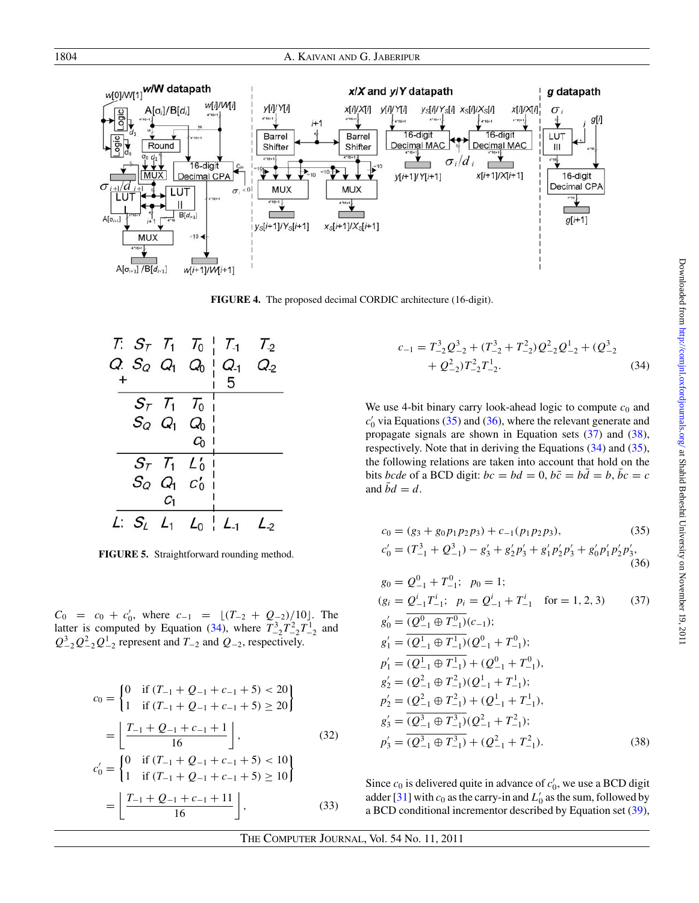FIGURE 4. The proposed decimal CORDIC architecture (16-digit).

FIGURE 5. Straightforward rounding method.

$C_0 = c_0 + c'_0$, where $c_{-1} = \lfloor (T_{-2} + Q_{-2})/10 \rfloor$. The latter is computed by Equation (34), where $T^3_{-2}T^2_{-2}T^1_{-2}$ and $Q^3_{-2}Q^2_{-2}Q^1_{-2}$ represent $T_{-2}$ and $Q_{-2}$, respectively.

$$c_0 = \begin{Bmatrix} 0 & \text{if } (T_{-1} + Q_{-1} + c_{-1} + 5) < 20 \\ 1 & \text{if } (T_{-1} + Q_{-1} + c_{-1} + 5) \geq 20 \end{Bmatrix} = \left\lfloor \frac{T_{-1} + Q_{-1} + c_{-1} + 1}{16} \right\rfloor, \tag{32}$$

$$c'_0 = \begin{Bmatrix} 0 & \text{if } (T_{-1} + Q_{-1} + c_{-1} + 5) < 10 \\ 1 & \text{if } (T_{-1} + Q_{-1} + c_{-1} + 5) \geq 10 \end{Bmatrix} = \left\lfloor \frac{T_{-1} + Q_{-1} + c_{-1} + 11}{16} \right\rfloor, \tag{33}$$

$$c_{-1} = T^3_{-2}Q^3_{-2} + (T^3_{-2} + T^2_{-2})Q^2_{-2}Q^1_{-2} + (Q^3_{-2} + Q^2_{-2})T^2_{-2}T^1_{-2}. \tag{34}$$

We use 4-bit binary carry look-ahead logic to compute $c_0$ and $c'_0$ via Equations (35) and (36), where the relevant generate and propagate signals are shown in Equation sets (37) and (38), respectively. Note that in deriving the Equations (34) and (35), the following relations are taken into account that hold on the bits $bcde$ of a BCD digit: $bc = bd = 0$, $b\bar{c} = b\bar{d} = b$, $\bar{b}c = c$ and $\bar{b}d = d$.

$$c_0 = (g_3 + g_0 p_1 p_2 p_3) + c_{-1}(p_1 p_2 p_3), \tag{35}$$

$$c'_0 = (T^3_{-1} + Q^3_{-1}) - g'_3 + g'_2 p'_3 + g'_1 p'_2 p'_3 + g'_0 p'_1 p'_2 p'_3, \tag{36}$$

$$\begin{aligned} g_0 &= Q^0_{-1} + T^0_{-1}; \quad p_0 = 1; \\ (g_i &= Q^i_{-1} T^i_{-1}; \quad p_i = Q^i_{-1} + T^i_{-1} \quad \text{for} = 1, 2, 3) \end{aligned} \tag{37}$$

$$\begin{aligned} g'_0 &= \overline{(Q^0_{-1} \oplus T^0_{-1})}(c_{-1}); \\ g'_1 &= \overline{(Q^1_{-1} \oplus T^1_{-1})}(Q^0_{-1} + T^0_{-1}); \\ p'_1 &= \overline{(Q^1_{-1} \oplus T^1_{-1})} + (Q^0_{-1} + T^0_{-1}), \\ g'_2 &= (Q^2_{-1} \oplus T^2_{-1})(Q^1_{-1} + T^1_{-1}); \\ p'_2 &= (Q^2_{-1} \oplus T^2_{-1}) + (Q^1_{-1} + T^1_{-1}), \\ g'_3 &= \overline{(Q^3_{-1} \oplus T^3_{-1})}(Q^2_{-1} + T^2_{-1}); \\ p'_3 &= \overline{(Q^3_{-1} \oplus T^3_{-1})} + (Q^2_{-1} + T^2_{-1}). \end{aligned} \tag{38}$$

Since $c_0$ is delivered quite in advance of $c'_0$, we use a BCD digit adder [31] with $c_0$ as the carry-in and $L'_0$ as the sum, followed by a BCD conditional incrementor described by Equation set (39),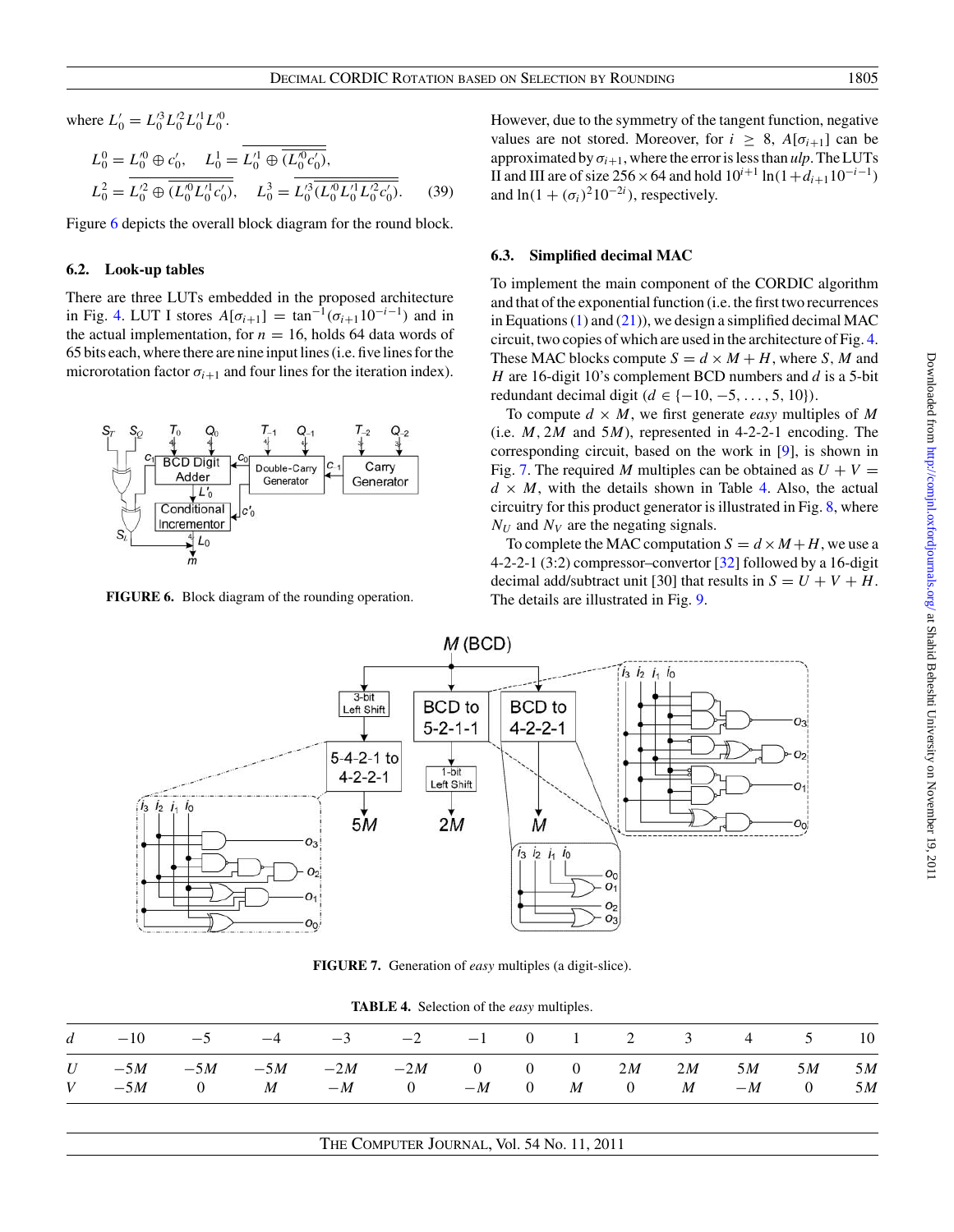where $L'_0 = L'^3_0 L'^2_0 L'^1_0 L'^0_0$.

$$L^0_0 = L'^0_0 \oplus c'_0, \quad L^1_0 = \overline{L'^1_0 \oplus \overline{(L'^0_0 c'_0)}},$$
$$L^2_0 = \overline{L'^2_0 \oplus \overline{(L'^0_0 L'^1_0 c'_0)}}, \quad L^3_0 = \overline{L'^3_0 \overline{(L'^0_0 L'^1_0 L'^2_0 c'_0)}}. \tag{39}$$

Figure 6 depicts the overall block diagram for the round block.

### 6.2. Look-up tables

There are three LUTs embedded in the proposed architecture in Fig. 4. LUT I stores $A[\sigma_{i+1}] = \tan^{-1}(\sigma_{i+1}10^{-i-1})$ and in the actual implementation, for $n = 16$, holds 64 data words of 65 bits each, where there are nine input lines (i.e. five lines for the microrotation factor $\sigma_{i+1}$ and four lines for the iteration index).

**FIGURE 6.** Block diagram of the rounding operation.

However, due to the symmetry of the tangent function, negative values are not stored. Moreover, for $i \geq 8$, $A[\sigma_{i+1}]$ can be approximated by $\sigma_{i+1}$, where the error is less than *ulp*. The LUTs II and III are of size $256 \times 64$ and hold $10^{i+1}\ln(1+d_{i+1}10^{-i-1})$ and $\ln(1 + (\sigma_i)^2 10^{-2i})$, respectively.

### 6.3. Simplified decimal MAC

To implement the main component of the CORDIC algorithm and that of the exponential function (i.e. the first two recurrences in Equations (1) and (21)), we design a simplified decimal MAC circuit, two copies of which are used in the architecture of Fig. 4. These MAC blocks compute $S = d \times M + H$, where $S$, $M$ and $H$ are 16-digit 10's complement BCD numbers and $d$ is a 5-bit redundant decimal digit ($d \in \{-10, -5, \ldots, 5, 10\}$).

To compute $d \times M$, we first generate *easy* multiples of $M$ (i.e. $M$, $2M$ and $5M$), represented in 4-2-2-1 encoding. The corresponding circuit, based on the work in [9], is shown in Fig. 7. The required $M$ multiples can be obtained as $U + V = d \times M$, with the details shown in Table 4. Also, the actual circuitry for this product generator is illustrated in Fig. 8, where $N_U$ and $N_V$ are the negating signals.

To complete the MAC computation $S = d \times M + H$, we use a 4-2-2-1 (3:2) compressor–convertor [32] followed by a 16-digit decimal add/subtract unit [30] that results in $S = U + V + H$. The details are illustrated in Fig. 9.

**FIGURE 7.** Generation of *easy* multiples (a digit-slice).

**TABLE 4.** Selection of the *easy* multiples.

| $d$ | $-10$ | $-5$ | $-4$ | $-3$ | $-2$ | $-1$ | 0 | 1 | 2 | 3 | 4 | 5 | 10 |
|---|---|---|---|---|---|---|---|---|---|---|---|---|---|
| $U$ | $-5M$ | $-5M$ | $-5M$ | $-2M$ | $-2M$ | 0 | 0 | 0 | $2M$ | $2M$ | $5M$ | $5M$ | $5M$ |
| $V$ | $-5M$ | 0 | $M$ | $-M$ | 0 | $-M$ | 0 | $M$ | 0 | $M$ | $-M$ | 0 | $5M$ |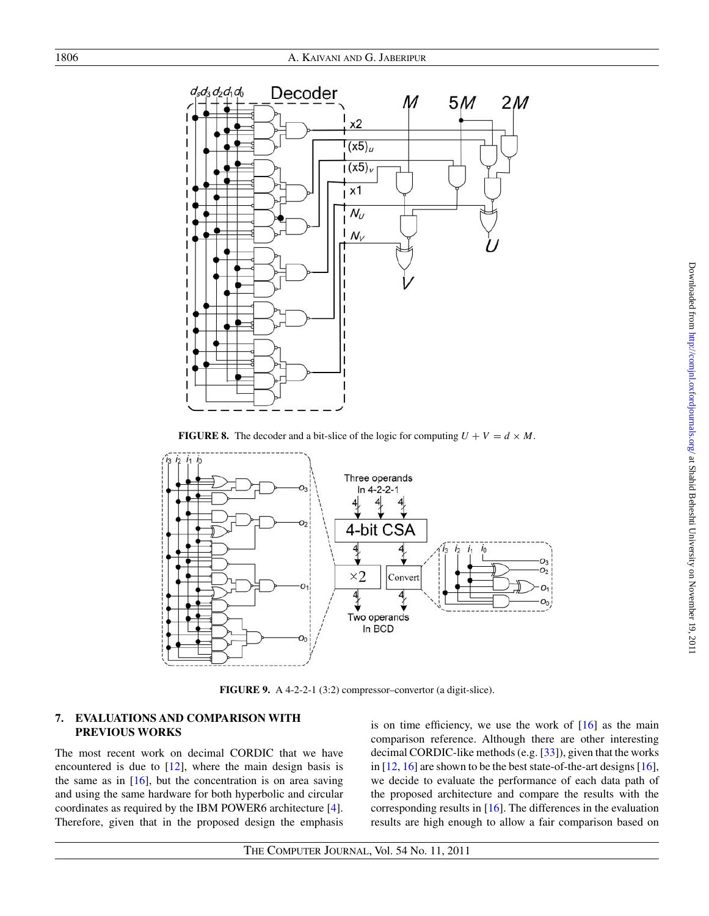FIGURE 8. The decoder and a bit-slice of the logic for computing $U + V = d \times M$.

FIGURE 9. A 4-2-2-1 (3:2) compressor–convertor (a digit-slice).

## 7. EVALUATIONS AND COMPARISON WITH PREVIOUS WORKS

The most recent work on decimal CORDIC that we have encountered is due to [12], where the main design basis is the same as in [16], but the concentration is on area saving and using the same hardware for both hyperbolic and circular coordinates as required by the IBM POWER6 architecture [4]. Therefore, given that in the proposed design the emphasis is on time efficiency, we use the work of [16] as the main comparison reference. Although there are other interesting decimal CORDIC-like methods (e.g. [33]), given that the works in [12, 16] are shown to be the best state-of-the-art designs [16], we decide to evaluate the performance of each data path of the proposed architecture and compare the results with the corresponding results in [16]. The differences in the evaluation results are high enough to allow a fair comparison based on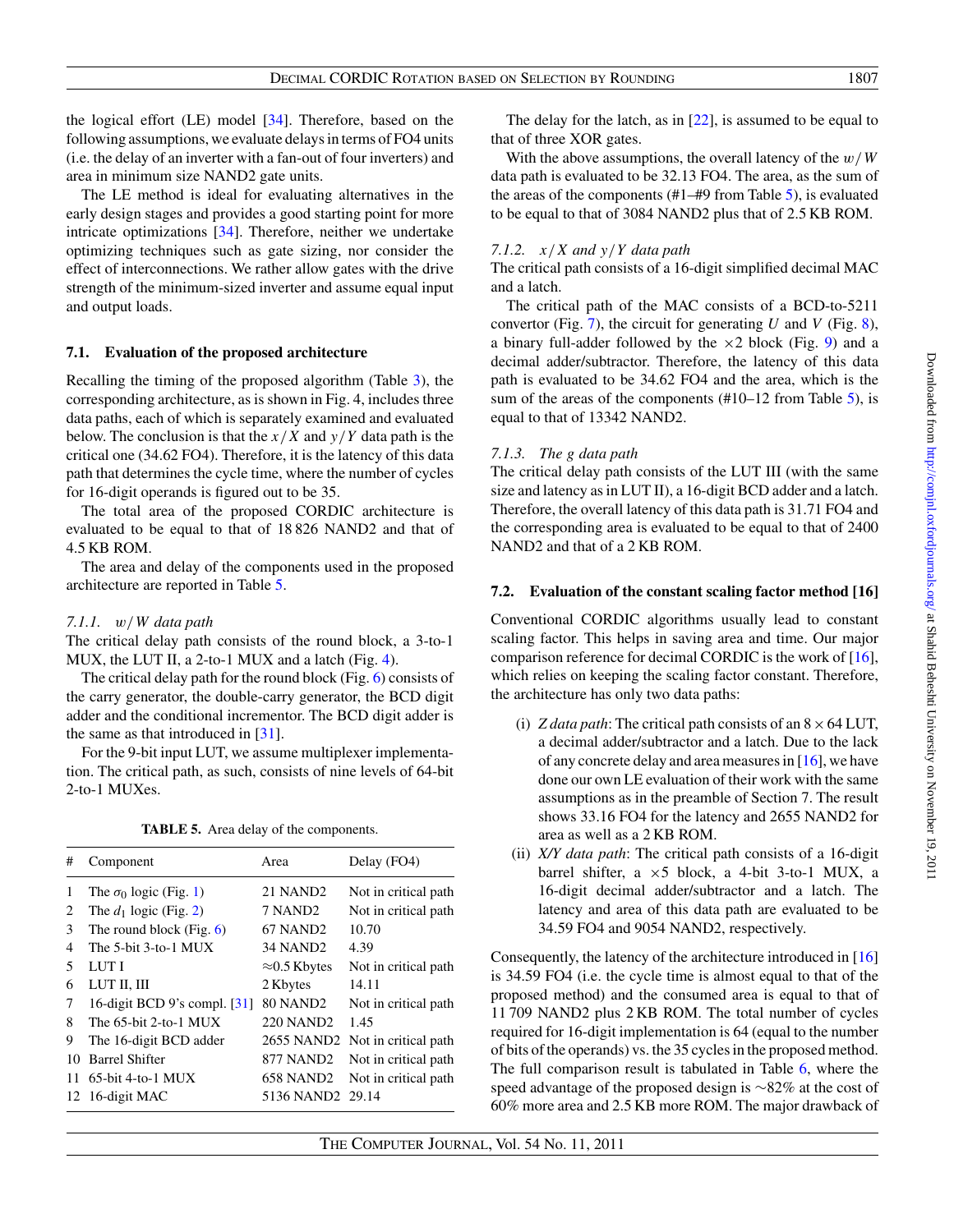the logical effort (LE) model [34]. Therefore, based on the following assumptions, we evaluate delays in terms of FO4 units (i.e. the delay of an inverter with a fan-out of four inverters) and area in minimum size NAND2 gate units.

The LE method is ideal for evaluating alternatives in the early design stages and provides a good starting point for more intricate optimizations [34]. Therefore, neither we undertake optimizing techniques such as gate sizing, nor consider the effect of interconnections. We rather allow gates with the drive strength of the minimum-sized inverter and assume equal input and output loads.

### 7.1. Evaluation of the proposed architecture

Recalling the timing of the proposed algorithm (Table 3), the corresponding architecture, as is shown in Fig. 4, includes three data paths, each of which is separately examined and evaluated below. The conclusion is that the $x/X$ and $y/Y$ data path is the critical one (34.62 FO4). Therefore, it is the latency of this data path that determines the cycle time, where the number of cycles for 16-digit operands is figured out to be 35.

The total area of the proposed CORDIC architecture is evaluated to be equal to that of 18 826 NAND2 and that of 4.5 KB ROM.

The area and delay of the components used in the proposed architecture are reported in Table 5.

#### 7.1.1. $w/W$ data path

The critical delay path consists of the round block, a 3-to-1 MUX, the LUT II, a 2-to-1 MUX and a latch (Fig. 4).

The critical delay path for the round block (Fig. 6) consists of the carry generator, the double-carry generator, the BCD digit adder and the conditional incrementor. The BCD digit adder is the same as that introduced in [31].

For the 9-bit input LUT, we assume multiplexer implementation. The critical path, as such, consists of nine levels of 64-bit 2-to-1 MUXes.

**TABLE 5.** Area delay of the components.

| # | Component | Area | Delay (FO4) |
|---|---|---|---|
| 1 | The $\sigma_0$ logic (Fig. 1) | 21 NAND2 | Not in critical path |
| 2 | The $d_1$ logic (Fig. 2) | 7 NAND2 | Not in critical path |
| 3 | The round block (Fig. 6) | 67 NAND2 | 10.70 |
| 4 | The 5-bit 3-to-1 MUX | 34 NAND2 | 4.39 |
| 5 | LUT I | ≈0.5 Kbytes | Not in critical path |
| 6 | LUT II, III | 2 Kbytes | 14.11 |
| 7 | 16-digit BCD 9's compl. [31] | 80 NAND2 | Not in critical path |
| 8 | The 65-bit 2-to-1 MUX | 220 NAND2 | 1.45 |
| 9 | The 16-digit BCD adder | 2655 NAND2 | Not in critical path |
| 10 | Barrel Shifter | 877 NAND2 | Not in critical path |
| 11 | 65-bit 4-to-1 MUX | 658 NAND2 | Not in critical path |
| 12 | 16-digit MAC | 5136 NAND2 | 29.14 |

The delay for the latch, as in [22], is assumed to be equal to that of three XOR gates.

With the above assumptions, the overall latency of the $w/W$ data path is evaluated to be 32.13 FO4. The area, as the sum of the areas of the components (#1–#9 from Table 5), is evaluated to be equal to that of 3084 NAND2 plus that of 2.5 KB ROM.

#### 7.1.2. $x/X$ and $y/Y$ data path

The critical path consists of a 16-digit simplified decimal MAC and a latch.

The critical path of the MAC consists of a BCD-to-5211 convertor (Fig. 7), the circuit for generating $U$ and $V$ (Fig. 8), a binary full-adder followed by the $\times 2$ block (Fig. 9) and a decimal adder/subtractor. Therefore, the latency of this data path is evaluated to be 34.62 FO4 and the area, which is the sum of the areas of the components (#10–12 from Table 5), is equal to that of 13342 NAND2.

#### 7.1.3. The $g$ data path

The critical delay path consists of the LUT III (with the same size and latency as in LUT II), a 16-digit BCD adder and a latch. Therefore, the overall latency of this data path is 31.71 FO4 and the corresponding area is evaluated to be equal to that of 2400 NAND2 and that of a 2 KB ROM.

### 7.2. Evaluation of the constant scaling factor method [16]

Conventional CORDIC algorithms usually lead to constant scaling factor. This helps in saving area and time. Our major comparison reference for decimal CORDIC is the work of [16], which relies on keeping the scaling factor constant. Therefore, the architecture has only two data paths:

(i) *Z data path*: The critical path consists of an $8 \times 64$ LUT, a decimal adder/subtractor and a latch. Due to the lack of any concrete delay and area measures in [16], we have done our own LE evaluation of their work with the same assumptions as in the preamble of Section 7. The result shows 33.16 FO4 for the latency and 2655 NAND2 for area as well as a 2 KB ROM.

(ii) *X/Y data path*: The critical path consists of a 16-digit barrel shifter, a $\times 5$ block, a 4-bit 3-to-1 MUX, a 16-digit decimal adder/subtractor and a latch. The latency and area of this data path are evaluated to be 34.59 FO4 and 9054 NAND2, respectively.

Consequently, the latency of the architecture introduced in [16] is 34.59 FO4 (i.e. the cycle time is almost equal to that of the proposed method) and the consumed area is equal to that of 11 709 NAND2 plus 2 KB ROM. The total number of cycles required for 16-digit implementation is 64 (equal to the number of bits of the operands) vs. the 35 cycles in the proposed method. The full comparison result is tabulated in Table 6, where the speed advantage of the proposed design is ∼82% at the cost of 60% more area and 2.5 KB more ROM. The major drawback of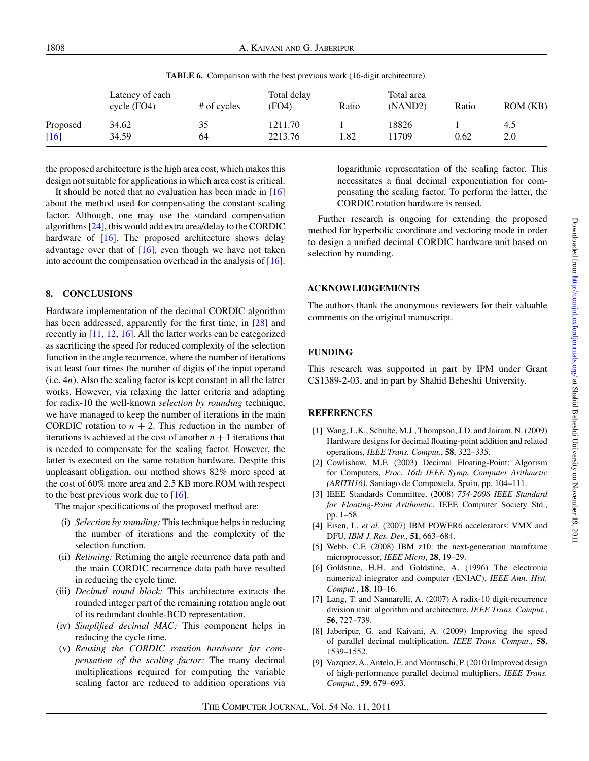**TABLE 6.** Comparison with the best previous work (16-digit architecture).

| | Latency of each cycle (FO4) | # of cycles | Total delay (FO4) | Ratio | Total area (NAND2) | Ratio | ROM (KB) |
|---|---|---|---|---|---|---|---|
| Proposed | 34.62 | 35 | 1211.70 | 1 | 18826 | 1 | 4.5 |
| [16] | 34.59 | 64 | 2213.76 | 1.82 | 11709 | 0.62 | 2.0 |

the proposed architecture is the high area cost, which makes this design not suitable for applications in which area cost is critical.

It should be noted that no evaluation has been made in [16] about the method used for compensating the constant scaling factor. Although, one may use the standard compensation algorithms [24], this would add extra area/delay to the CORDIC hardware of [16]. The proposed architecture shows delay advantage over that of [16], even though we have not taken into account the compensation overhead in the analysis of [16].

## 8. CONCLUSIONS

Hardware implementation of the decimal CORDIC algorithm has been addressed, apparently for the first time, in [28] and recently in [11, 12, 16]. All the latter works can be categorized as sacrificing the speed for reduced complexity of the selection function in the angle recurrence, where the number of iterations is at least four times the number of digits of the input operand (i.e. $4n$). Also the scaling factor is kept constant in all the latter works. However, via relaxing the latter criteria and adapting for radix-10 the well-known *selection by rounding* technique, we have managed to keep the number of iterations in the main CORDIC rotation to $n + 2$. This reduction in the number of iterations is achieved at the cost of another $n + 1$ iterations that is needed to compensate for the scaling factor. However, the latter is executed on the same rotation hardware. Despite this unpleasant obligation, our method shows 82% more speed at the cost of 60% more area and 2.5 KB more ROM with respect to the best previous work due to [16].

The major specifications of the proposed method are:

(i) *Selection by rounding:* This technique helps in reducing the number of iterations and the complexity of the selection function.
(ii) *Retiming:* Retiming the angle recurrence data path and the main CORDIC recurrence data path have resulted in reducing the cycle time.
(iii) *Decimal round block:* This architecture extracts the rounded integer part of the remaining rotation angle out of its redundant double-BCD representation.
(iv) *Simplified decimal MAC:* This component helps in reducing the cycle time.
(v) *Reusing the CORDIC rotation hardware for compensation of the scaling factor:* The many decimal multiplications required for computing the variable scaling factor are reduced to addition operations via logarithmic representation of the scaling factor. This necessitates a final decimal exponentiation for compensating the scaling factor. To perform the latter, the CORDIC rotation hardware is reused.

Further research is ongoing for extending the proposed method for hyperbolic coordinate and vectoring mode in order to design a unified decimal CORDIC hardware unit based on selection by rounding.

## ACKNOWLEDGEMENTS

The authors thank the anonymous reviewers for their valuable comments on the original manuscript.

## FUNDING

This research was supported in part by IPM under Grant CS1389-2-03, and in part by Shahid Beheshti University.

## REFERENCES

[1] Wang, L.K., Schulte, M.J., Thompson, J.D. and Jairam, N. (2009) Hardware designs for decimal floating-point addition and related operations, *IEEE Trans. Comput.*, **58**, 322–335.

[2] Cowlishaw, M.F. (2003) Decimal Floating-Point: Algorism for Computers, *Proc. 16th IEEE Symp. Computer Arithmetic (ARITH16)*, Santiago de Compostela, Spain, pp. 104–111.

[3] IEEE Standards Committee, (2008) *754-2008 IEEE Standard for Floating-Point Arithmetic*, IEEE Computer Society Std., pp. 1–58.

[4] Eisen, L. *et al.* (2007) IBM POWER6 accelerators: VMX and DFU, *IBM J. Res. Dev.*, **51**, 663–684.

[5] Webb, C.F. (2008) IBM z10: the next-generation mainframe microprocessor, *IEEE Micro*, **28**, 19–29.

[6] Goldstine, H.H. and Goldstine, A. (1996) The electronic numerical integrator and computer (ENIAC), *IEEE Ann. Hist. Comput.*, **18**, 10–16.

[7] Lang, T. and Nannarelli, A. (2007) A radix-10 digit-recurrence division unit: algorithm and architecture, *IEEE Trans. Comput.*, **56**, 727–739.

[8] Jaberipur, G. and Kaivani, A. (2009) Improving the speed of parallel decimal multiplication, *IEEE Trans. Comput.*, **58**, 1539–1552.

[9] Vazquez, A., Antelo, E. and Montuschi, P. (2010) Improved design of high-performance parallel decimal multipliers, *IEEE Trans. Comput.*, **59**, 679–693.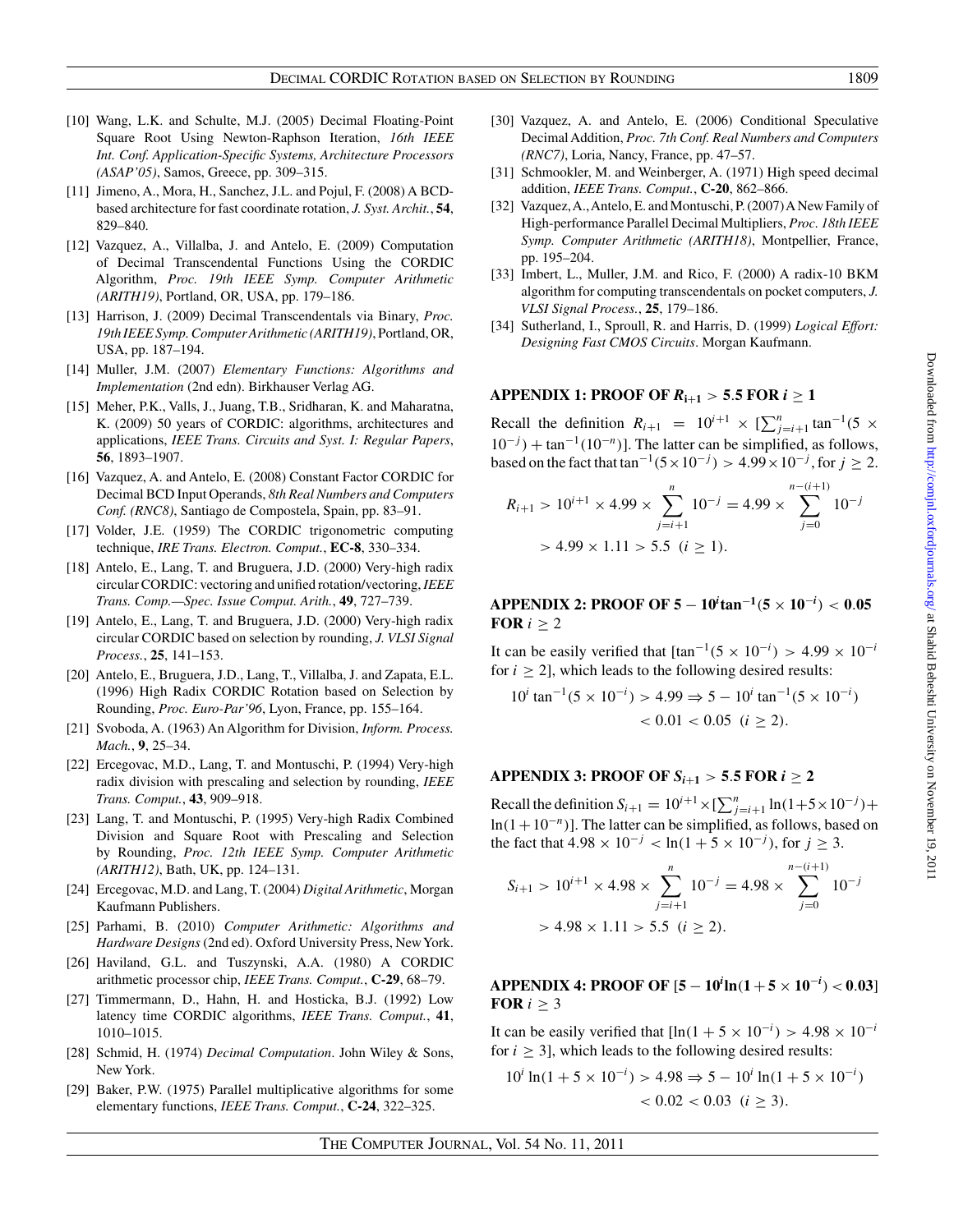[10] Wang, L.K. and Schulte, M.J. (2005) Decimal Floating-Point Square Root Using Newton-Raphson Iteration, *16th IEEE Int. Conf. Application-Specific Systems, Architecture Processors (ASAP'05)*, Samos, Greece, pp. 309–315.

[11] Jimeno, A., Mora, H., Sanchez, J.L. and Pojul, F. (2008) A BCD-based architecture for fast coordinate rotation, *J. Syst. Archit.*, **54**, 829–840.

[12] Vazquez, A., Villalba, J. and Antelo, E. (2009) Computation of Decimal Transcendental Functions Using the CORDIC Algorithm, *Proc. 19th IEEE Symp. Computer Arithmetic (ARITH19)*, Portland, OR, USA, pp. 179–186.

[13] Harrison, J. (2009) Decimal Transcendentals via Binary, *Proc. 19th IEEE Symp. Computer Arithmetic (ARITH19)*, Portland, OR, USA, pp. 187–194.

[14] Muller, J.M. (2007) *Elementary Functions: Algorithms and Implementation* (2nd edn). Birkhauser Verlag AG.

[15] Meher, P.K., Valls, J., Juang, T.B., Sridharan, K. and Maharatna, K. (2009) 50 years of CORDIC: algorithms, architectures and applications, *IEEE Trans. Circuits and Syst. I: Regular Papers*, **56**, 1893–1907.

[16] Vazquez, A. and Antelo, E. (2008) Constant Factor CORDIC for Decimal BCD Input Operands, *8th Real Numbers and Computers Conf. (RNC8)*, Santiago de Compostela, Spain, pp. 83–91.

[17] Volder, J.E. (1959) The CORDIC trigonometric computing technique, *IRE Trans. Electron. Comput.*, **EC-8**, 330–334.

[18] Antelo, E., Lang, T. and Bruguera, J.D. (2000) Very-high radix circular CORDIC: vectoring and unified rotation/vectoring, *IEEE Trans. Comp.—Spec. Issue Comput. Arith.*, **49**, 727–739.

[19] Antelo, E., Lang, T. and Bruguera, J.D. (2000) Very-high radix circular CORDIC based on selection by rounding, *J. VLSI Signal Process.*, **25**, 141–153.

[20] Antelo, E., Bruguera, J.D., Lang, T., Villalba, J. and Zapata, E.L. (1996) High Radix CORDIC Rotation based on Selection by Rounding, *Proc. Euro-Par'96*, Lyon, France, pp. 155–164.

[21] Svoboda, A. (1963) An Algorithm for Division, *Inform. Process. Mach.*, **9**, 25–34.

[22] Ercegovac, M.D., Lang, T. and Montuschi, P. (1994) Very-high radix division with prescaling and selection by rounding, *IEEE Trans. Comput.*, **43**, 909–918.

[23] Lang, T. and Montuschi, P. (1995) Very-high Radix Combined Division and Square Root with Prescaling and Selection by Rounding, *Proc. 12th IEEE Symp. Computer Arithmetic (ARITH12)*, Bath, UK, pp. 124–131.

[24] Ercegovac, M.D. and Lang, T. (2004) *Digital Arithmetic*, Morgan Kaufmann Publishers.

[25] Parhami, B. (2010) *Computer Arithmetic: Algorithms and Hardware Designs* (2nd ed). Oxford University Press, New York.

[26] Haviland, G.L. and Tuszynski, A.A. (1980) A CORDIC arithmetic processor chip, *IEEE Trans. Comput.*, **C-29**, 68–79.

[27] Timmermann, D., Hahn, H. and Hosticka, B.J. (1992) Low latency time CORDIC algorithms, *IEEE Trans. Comput.*, **41**, 1010–1015.

[28] Schmid, H. (1974) *Decimal Computation*. John Wiley & Sons, New York.

[29] Baker, P.W. (1975) Parallel multiplicative algorithms for some elementary functions, *IEEE Trans. Comput.*, **C-24**, 322–325.

[30] Vazquez, A. and Antelo, E. (2006) Conditional Speculative Decimal Addition, *Proc. 7th Conf. Real Numbers and Computers (RNC7)*, Loria, Nancy, France, pp. 47–57.

[31] Schmookler, M. and Weinberger, A. (1971) High speed decimal addition, *IEEE Trans. Comput.*, **C-20**, 862–866.

[32] Vazquez, A., Antelo, E. and Montuschi, P. (2007) A New Family of High-performance Parallel Decimal Multipliers, *Proc. 18th IEEE Symp. Computer Arithmetic (ARITH18)*, Montpellier, France, pp. 195–204.

[33] Imbert, L., Muller, J.M. and Rico, F. (2000) A radix-10 BKM algorithm for computing transcendentals on pocket computers, *J. VLSI Signal Process.*, **25**, 179–186.

[34] Sutherland, I., Sproull, R. and Harris, D. (1999) *Logical Effort: Designing Fast CMOS Circuits*. Morgan Kaufmann.

## APPENDIX 1: PROOF OF $R_{i+1} > 5.5$ FOR $i \geq 1$

Recall the definition $R_{i+1} = 10^{i+1} \times [\sum_{j=i+1}^{n} \tan^{-1}(5 \times 10^{-j}) + \tan^{-1}(10^{-n})]$. The latter can be simplified, as follows, based on the fact that $\tan^{-1}(5 \times 10^{-j}) > 4.99 \times 10^{-j}$, for $j \geq 2$.

$$R_{i+1} > 10^{i+1} \times 4.99 \times \sum_{j=i+1}^{n} 10^{-j} = 4.99 \times \sum_{j=0}^{n-(i+1)} 10^{-j}$$
$$> 4.99 \times 1.11 > 5.5 \ \ (i \geq 1).$$

## APPENDIX 2: PROOF OF $5 - 10^i \tan^{-1}(5 \times 10^{-i}) < 0.05$ FOR $i \geq 2$

It can be easily verified that $[\tan^{-1}(5 \times 10^{-i}) > 4.99 \times 10^{-i}$ for $i \geq 2]$, which leads to the following desired results:

$$10^i \tan^{-1}(5 \times 10^{-i}) > 4.99 \Rightarrow 5 - 10^i \tan^{-1}(5 \times 10^{-i}) < 0.01 < 0.05 \ \ (i \geq 2).$$

## APPENDIX 3: PROOF OF $S_{i+1} > 5.5$ FOR $i \geq 2$

Recall the definition $S_{i+1} = 10^{i+1} \times [\sum_{j=i+1}^{n} \ln(1+5\times 10^{-j}) + \ln(1+10^{-n})]$. The latter can be simplified, as follows, based on the fact that $4.98 \times 10^{-j} < \ln(1 + 5 \times 10^{-j})$, for $j \geq 3$.

$$S_{i+1} > 10^{i+1} \times 4.98 \times \sum_{j=i+1}^{n} 10^{-j} = 4.98 \times \sum_{j=0}^{n-(i+1)} 10^{-j}$$
$$> 4.98 \times 1.11 > 5.5 \ \ (i \geq 2).$$

## APPENDIX 4: PROOF OF $[5 - 10^i \ln(1 + 5 \times 10^{-i}) < 0.03]$ FOR $i \geq 3$

It can be easily verified that $[\ln(1 + 5 \times 10^{-i}) > 4.98 \times 10^{-i}$ for $i \geq 3]$, which leads to the following desired results:

$$10^i \ln(1 + 5 \times 10^{-i}) > 4.98 \Rightarrow 5 - 10^i \ln(1 + 5 \times 10^{-i}) < 0.02 < 0.03 \ \ (i \geq 3).$$